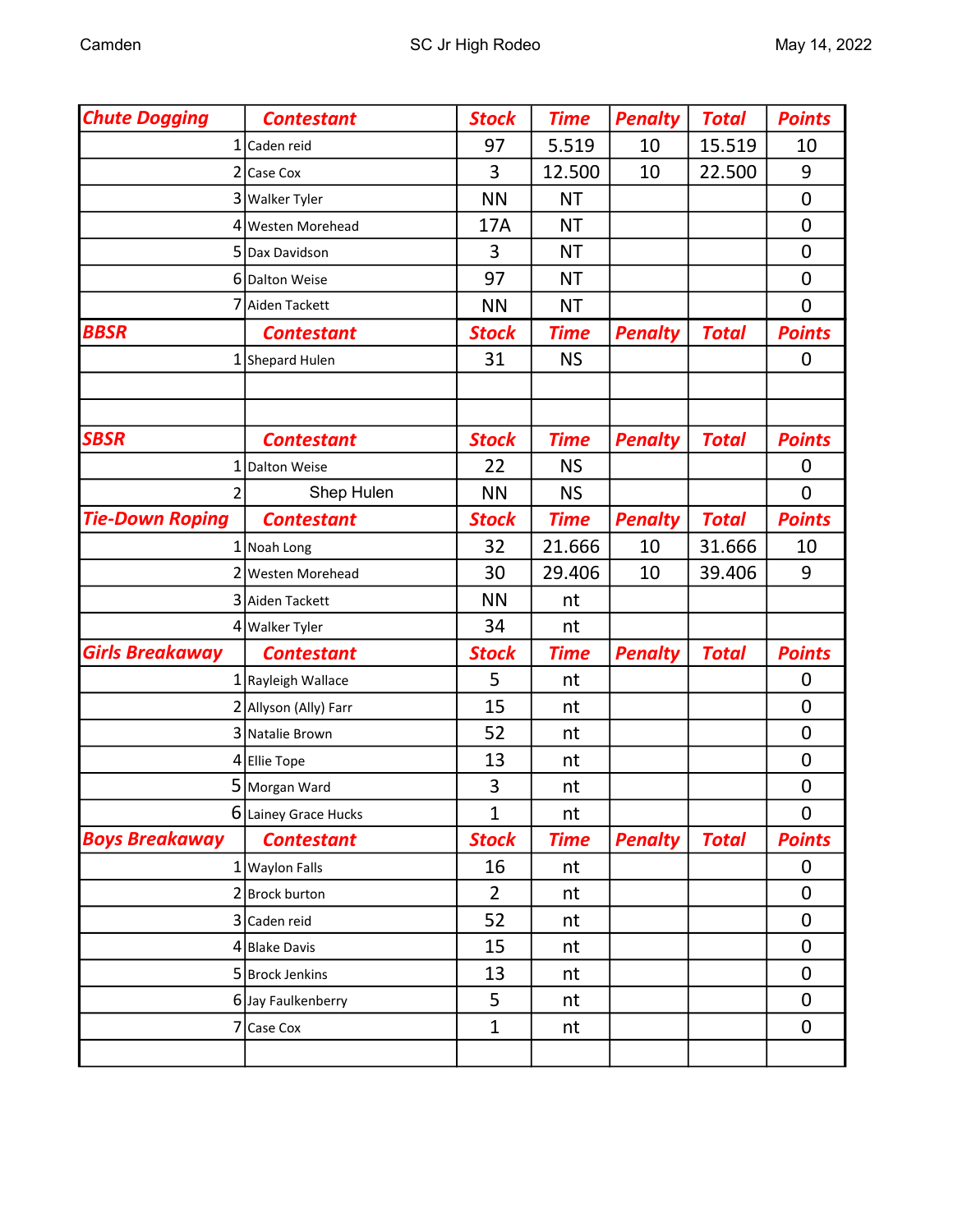Camden | SC Jr High Rodeo | May 14, 2022

| Chute Dogging | Contestant | Stock | Time | Penalty | Total | Points |
|---|---|---|---|---|---|---|
| 1 | Caden reid | 97 | 5.519 | 10 | 15.519 | 10 |
| 2 | Case Cox | 3 | 12.500 | 10 | 22.500 | 9 |
| 3 | Walker Tyler | NN | NT | | | 0 |
| 4 | Westen Morehead | 17A | NT | | | 0 |
| 5 | Dax Davidson | 3 | NT | | | 0 |
| 6 | Dalton Weise | 97 | NT | | | 0 |
| 7 | Aiden Tackett | NN | NT | | | 0 |
| **BBSR** | **Contestant** | **Stock** | **Time** | **Penalty** | **Total** | **Points** |
| 1 | Shepard Hulen | 31 | NS | | | 0 |
| | | | | | | |
| | | | | | | |
| **SBSR** | **Contestant** | **Stock** | **Time** | **Penalty** | **Total** | **Points** |
| 1 | Dalton Weise | 22 | NS | | | 0 |
| 2 | Shep Hulen | NN | NS | | | 0 |
| **Tie-Down Roping** | **Contestant** | **Stock** | **Time** | **Penalty** | **Total** | **Points** |
| 1 | Noah Long | 32 | 21.666 | 10 | 31.666 | 10 |
| 2 | Westen Morehead | 30 | 29.406 | 10 | 39.406 | 9 |
| 3 | Aiden Tackett | NN | nt | | | |
| 4 | Walker Tyler | 34 | nt | | | |
| **Girls Breakaway** | **Contestant** | **Stock** | **Time** | **Penalty** | **Total** | **Points** |
| 1 | Rayleigh Wallace | 5 | nt | | | 0 |
| 2 | Allyson (Ally) Farr | 15 | nt | | | 0 |
| 3 | Natalie Brown | 52 | nt | | | 0 |
| 4 | Ellie Tope | 13 | nt | | | 0 |
| 5 | Morgan Ward | 3 | nt | | | 0 |
| 6 | Lainey Grace Hucks | 1 | nt | | | 0 |
| **Boys Breakaway** | **Contestant** | **Stock** | **Time** | **Penalty** | **Total** | **Points** |
| 1 | Waylon Falls | 16 | nt | | | 0 |
| 2 | Brock burton | 2 | nt | | | 0 |
| 3 | Caden reid | 52 | nt | | | 0 |
| 4 | Blake Davis | 15 | nt | | | 0 |
| 5 | Brock Jenkins | 13 | nt | | | 0 |
| 6 | Jay Faulkenberry | 5 | nt | | | 0 |
| 7 | Case Cox | 1 | nt | | | 0 |
| | | | | | | |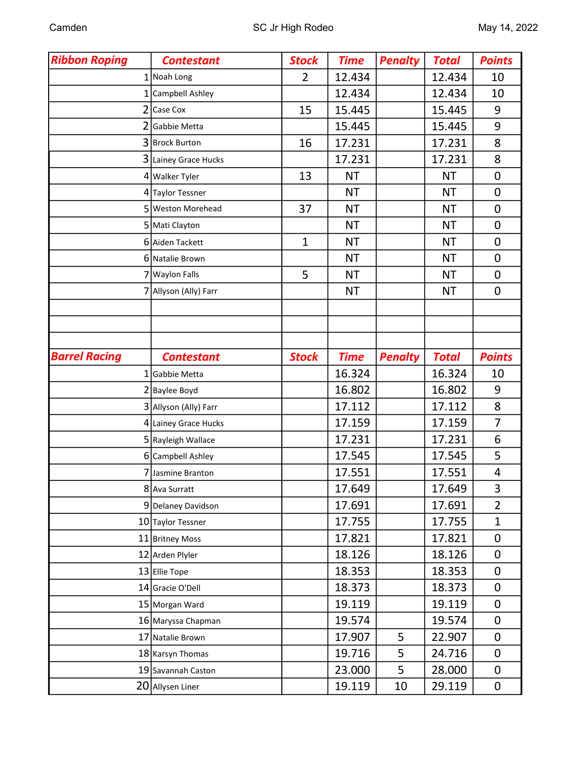Camden SC Jr High Rodeo May 14, 2022

| Ribbon Roping | Contestant | Stock | Time | Penalty | Total | Points |
|---|---|---|---|---|---|---|
| 1 | Noah Long | 2 | 12.434 | | 12.434 | 10 |
| 1 | Campbell Ashley | | 12.434 | | 12.434 | 10 |
| 2 | Case Cox | 15 | 15.445 | | 15.445 | 9 |
| 2 | Gabbie Metta | | 15.445 | | 15.445 | 9 |
| 3 | Brock Burton | 16 | 17.231 | | 17.231 | 8 |
| 3 | Lainey Grace Hucks | | 17.231 | | 17.231 | 8 |
| 4 | Walker Tyler | 13 | NT | | NT | 0 |
| 4 | Taylor Tessner | | NT | | NT | 0 |
| 5 | Weston Morehead | 37 | NT | | NT | 0 |
| 5 | Mati Clayton | | NT | | NT | 0 |
| 6 | Aiden Tackett | 1 | NT | | NT | 0 |
| 6 | Natalie Brown | | NT | | NT | 0 |
| 7 | Waylon Falls | 5 | NT | | NT | 0 |
| 7 | Allyson (Ally) Farr | | NT | | NT | 0 |

| Barrel Racing | Contestant | Stock | Time | Penalty | Total | Points |
|---|---|---|---|---|---|---|
| 1 | Gabbie Metta | | 16.324 | | 16.324 | 10 |
| 2 | Baylee Boyd | | 16.802 | | 16.802 | 9 |
| 3 | Allyson (Ally) Farr | | 17.112 | | 17.112 | 8 |
| 4 | Lainey Grace Hucks | | 17.159 | | 17.159 | 7 |
| 5 | Rayleigh Wallace | | 17.231 | | 17.231 | 6 |
| 6 | Campbell Ashley | | 17.545 | | 17.545 | 5 |
| 7 | Jasmine Branton | | 17.551 | | 17.551 | 4 |
| 8 | Ava Surratt | | 17.649 | | 17.649 | 3 |
| 9 | Delaney Davidson | | 17.691 | | 17.691 | 2 |
| 10 | Taylor Tessner | | 17.755 | | 17.755 | 1 |
| 11 | Britney Moss | | 17.821 | | 17.821 | 0 |
| 12 | Arden Plyler | | 18.126 | | 18.126 | 0 |
| 13 | Ellie Tope | | 18.353 | | 18.353 | 0 |
| 14 | Gracie O'Dell | | 18.373 | | 18.373 | 0 |
| 15 | Morgan Ward | | 19.119 | | 19.119 | 0 |
| 16 | Maryssa Chapman | | 19.574 | | 19.574 | 0 |
| 17 | Natalie Brown | | 17.907 | 5 | 22.907 | 0 |
| 18 | Karsyn Thomas | | 19.716 | 5 | 24.716 | 0 |
| 19 | Savannah Caston | | 23.000 | 5 | 28.000 | 0 |
| 20 | Allysen Liner | | 19.119 | 10 | 29.119 | 0 |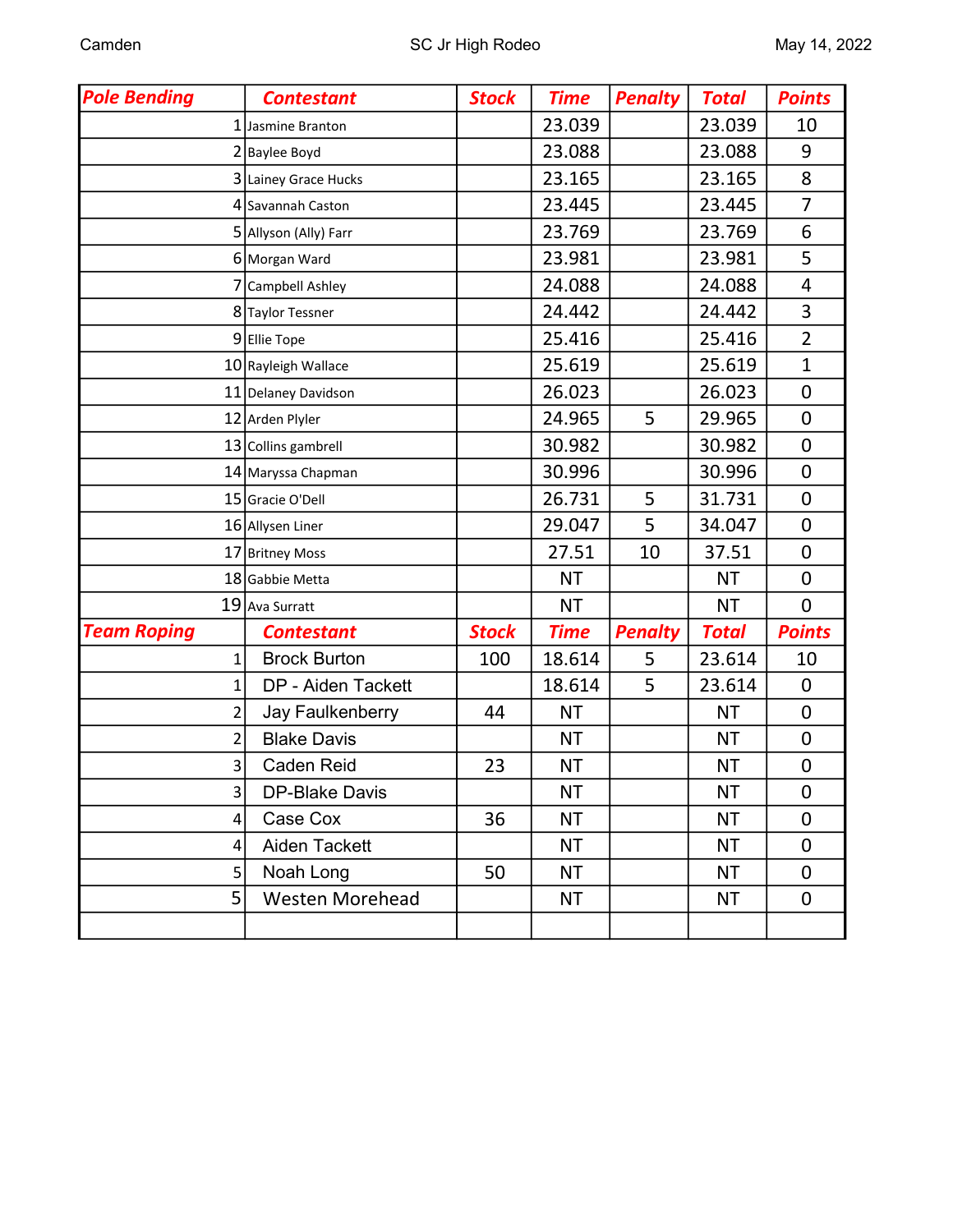Camden | SC Jr High Rodeo | May 14, 2022

| Pole Bending | Contestant | Stock | Time | Penalty | Total | Points |
|---|---|---|---|---|---|---|
| 1 | Jasmine Branton | | 23.039 | | 23.039 | 10 |
| 2 | Baylee Boyd | | 23.088 | | 23.088 | 9 |
| 3 | Lainey Grace Hucks | | 23.165 | | 23.165 | 8 |
| 4 | Savannah Caston | | 23.445 | | 23.445 | 7 |
| 5 | Allyson (Ally) Farr | | 23.769 | | 23.769 | 6 |
| 6 | Morgan Ward | | 23.981 | | 23.981 | 5 |
| 7 | Campbell Ashley | | 24.088 | | 24.088 | 4 |
| 8 | Taylor Tessner | | 24.442 | | 24.442 | 3 |
| 9 | Ellie Tope | | 25.416 | | 25.416 | 2 |
| 10 | Rayleigh Wallace | | 25.619 | | 25.619 | 1 |
| 11 | Delaney Davidson | | 26.023 | | 26.023 | 0 |
| 12 | Arden Plyler | | 24.965 | 5 | 29.965 | 0 |
| 13 | Collins gambrell | | 30.982 | | 30.982 | 0 |
| 14 | Maryssa Chapman | | 30.996 | | 30.996 | 0 |
| 15 | Gracie O'Dell | | 26.731 | 5 | 31.731 | 0 |
| 16 | Allysen Liner | | 29.047 | 5 | 34.047 | 0 |
| 17 | Britney Moss | | 27.51 | 10 | 37.51 | 0 |
| 18 | Gabbie Metta | | NT | | NT | 0 |
| 19 | Ava Surratt | | NT | | NT | 0 |
| **Team Roping** | **Contestant** | **Stock** | **Time** | **Penalty** | **Total** | **Points** |
| 1 | Brock Burton | 100 | 18.614 | 5 | 23.614 | 10 |
| 1 | DP - Aiden Tackett | | 18.614 | 5 | 23.614 | 0 |
| 2 | Jay Faulkenberry | 44 | NT | | NT | 0 |
| 2 | Blake Davis | | NT | | NT | 0 |
| 3 | Caden Reid | 23 | NT | | NT | 0 |
| 3 | DP-Blake Davis | | NT | | NT | 0 |
| 4 | Case Cox | 36 | NT | | NT | 0 |
| 4 | Aiden Tackett | | NT | | NT | 0 |
| 5 | Noah Long | 50 | NT | | NT | 0 |
| 5 | Westen Morehead | | NT | | NT | 0 |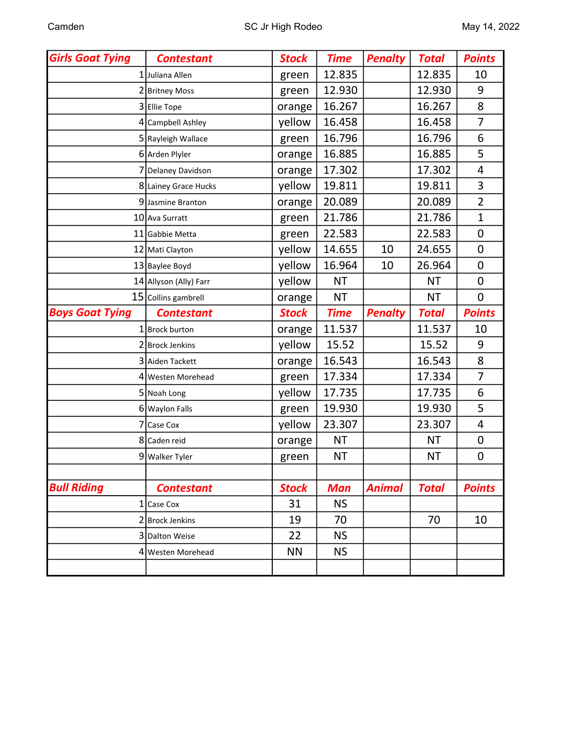Camden SC Jr High Rodeo May 14, 2022

| Girls Goat Tying | Contestant | Stock | Time | Penalty | Total | Points |
|---|---|---|---|---|---|---|
| 1 | Juliana Allen | green | 12.835 | | 12.835 | 10 |
| 2 | Britney Moss | green | 12.930 | | 12.930 | 9 |
| 3 | Ellie Tope | orange | 16.267 | | 16.267 | 8 |
| 4 | Campbell Ashley | yellow | 16.458 | | 16.458 | 7 |
| 5 | Rayleigh Wallace | green | 16.796 | | 16.796 | 6 |
| 6 | Arden Plyler | orange | 16.885 | | 16.885 | 5 |
| 7 | Delaney Davidson | orange | 17.302 | | 17.302 | 4 |
| 8 | Lainey Grace Hucks | yellow | 19.811 | | 19.811 | 3 |
| 9 | Jasmine Branton | orange | 20.089 | | 20.089 | 2 |
| 10 | Ava Surratt | green | 21.786 | | 21.786 | 1 |
| 11 | Gabbie Metta | green | 22.583 | | 22.583 | 0 |
| 12 | Mati Clayton | yellow | 14.655 | 10 | 24.655 | 0 |
| 13 | Baylee Boyd | yellow | 16.964 | 10 | 26.964 | 0 |
| 14 | Allyson (Ally) Farr | yellow | NT | | NT | 0 |
| 15 | Collins gambrell | orange | NT | | NT | 0 |
| **Boys Goat Tying** | **Contestant** | **Stock** | **Time** | **Penalty** | **Total** | **Points** |
| 1 | Brock burton | orange | 11.537 | | 11.537 | 10 |
| 2 | Brock Jenkins | yellow | 15.52 | | 15.52 | 9 |
| 3 | Aiden Tackett | orange | 16.543 | | 16.543 | 8 |
| 4 | Westen Morehead | green | 17.334 | | 17.334 | 7 |
| 5 | Noah Long | yellow | 17.735 | | 17.735 | 6 |
| 6 | Waylon Falls | green | 19.930 | | 19.930 | 5 |
| 7 | Case Cox | yellow | 23.307 | | 23.307 | 4 |
| 8 | Caden reid | orange | NT | | NT | 0 |
| 9 | Walker Tyler | green | NT | | NT | 0 |

| Bull Riding | Contestant | Stock | Man | Animal | Total | Points |
|---|---|---|---|---|---|---|
| 1 | Case Cox | 31 | NS | | | |
| 2 | Brock Jenkins | 19 | 70 | | 70 | 10 |
| 3 | Dalton Weise | 22 | NS | | | |
| 4 | Westen Morehead | NN | NS | | | |